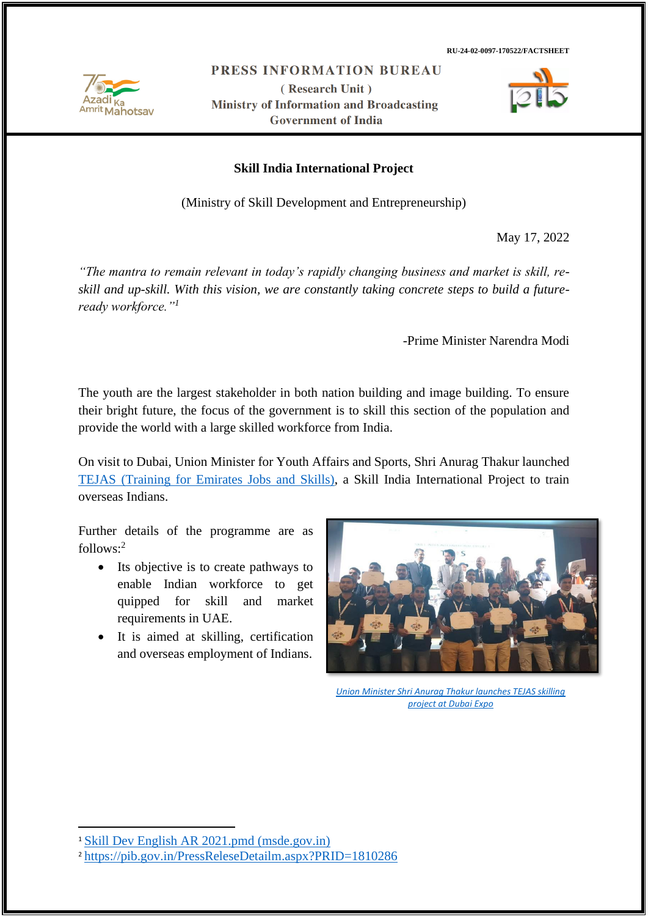RU-24-02-0097-170522/FACTSHEET

**PRESS INFORMATION BUREAU**
**( Research Unit )**
**Ministry of Information and Broadcasting**
**Government of India**

# Skill India International Project

(Ministry of Skill Development and Entrepreneurship)

May 17, 2022

*"The mantra to remain relevant in today's rapidly changing business and market is skill, re-skill and up-skill. With this vision, we are constantly taking concrete steps to build a future-ready workforce."*[1]

-Prime Minister Narendra Modi

The youth are the largest stakeholder in both nation building and image building. To ensure their bright future, the focus of the government is to skill this section of the population and provide the world with a large skilled workforce from India.

On visit to Dubai, Union Minister for Youth Affairs and Sports, Shri Anurag Thakur launched TEJAS (Training for Emirates Jobs and Skills), a Skill India International Project to train overseas Indians.

Further details of the programme are as follows:[2]

- Its objective is to create pathways to enable Indian workforce to get quipped for skill and market requirements in UAE.
- It is aimed at skilling, certification and overseas employment of Indians.

Union Minister Shri Anurag Thakur launches TEJAS skilling project at Dubai Expo

---

[1] Skill Dev English AR 2021.pmd (msde.gov.in)

[2] https://pib.gov.in/PressReleseDetailm.aspx?PRID=1810286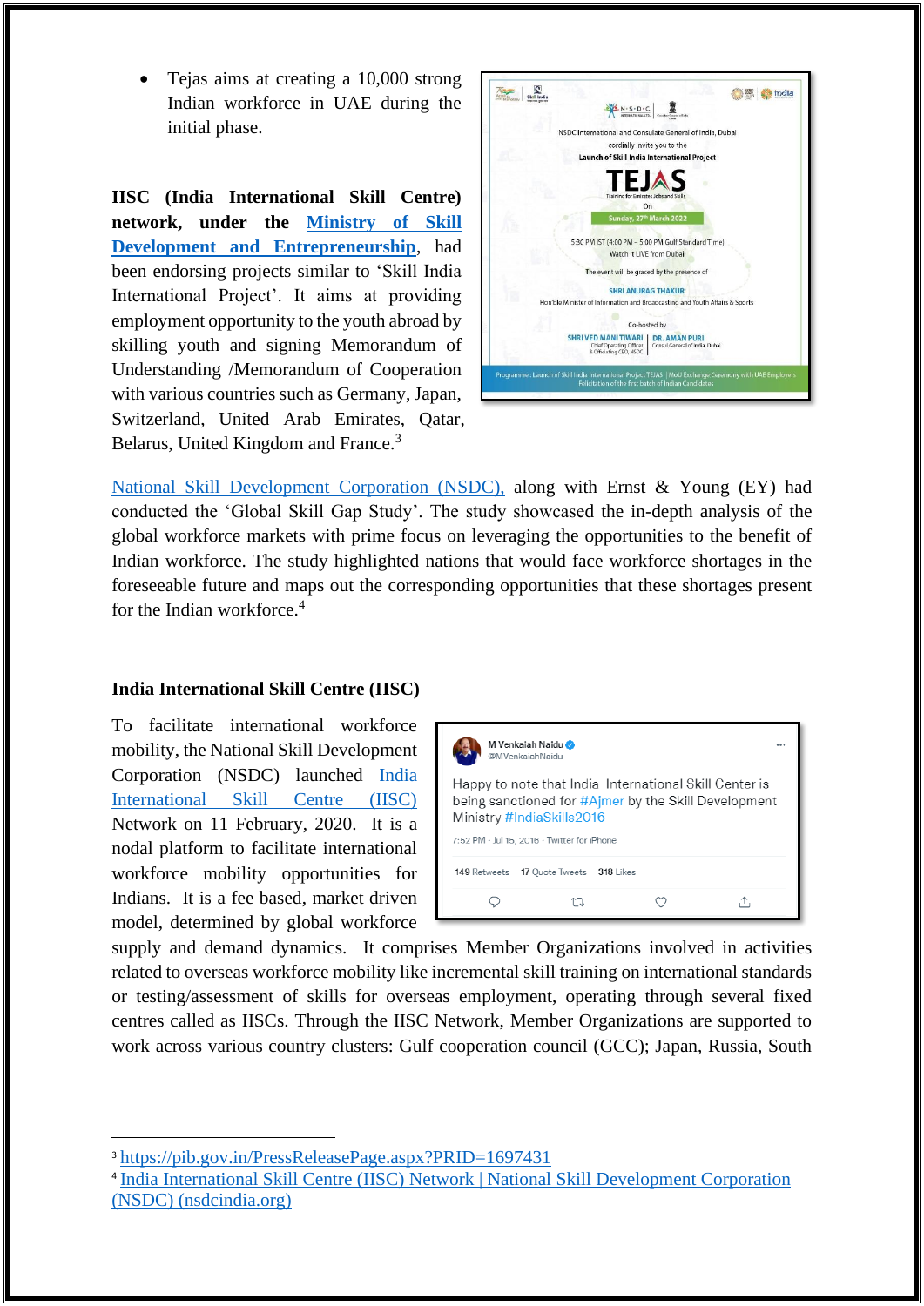- Tejas aims at creating a 10,000 strong Indian workforce in UAE during the initial phase.

**IISC (India International Skill Centre) network, under the Ministry of Skill Development and Entrepreneurship**, had been endorsing projects similar to 'Skill India International Project'. It aims at providing employment opportunity to the youth abroad by skilling youth and signing Memorandum of Understanding /Memorandum of Cooperation with various countries such as Germany, Japan, Switzerland, United Arab Emirates, Qatar, Belarus, United Kingdom and France.[3]

National Skill Development Corporation (NSDC), along with Ernst & Young (EY) had conducted the 'Global Skill Gap Study'. The study showcased the in-depth analysis of the global workforce markets with prime focus on leveraging the opportunities to the benefit of Indian workforce. The study highlighted nations that would face workforce shortages in the foreseeable future and maps out the corresponding opportunities that these shortages present for the Indian workforce.[4]

**India International Skill Centre (IISC)**

To facilitate international workforce mobility, the National Skill Development Corporation (NSDC) launched India International Skill Centre (IISC) Network on 11 February, 2020. It is a nodal platform to facilitate international workforce mobility opportunities for Indians. It is a fee based, market driven model, determined by global workforce supply and demand dynamics. It comprises Member Organizations involved in activities related to overseas workforce mobility like incremental skill training on international standards or testing/assessment of skills for overseas employment, operating through several fixed centres called as IISCs. Through the IISC Network, Member Organizations are supported to work across various country clusters: Gulf cooperation council (GCC); Japan, Russia, South

---

[3] https://pib.gov.in/PressReleasePage.aspx?PRID=1697431

[4] India International Skill Centre (IISC) Network | National Skill Development Corporation (NSDC) (nsdcindia.org)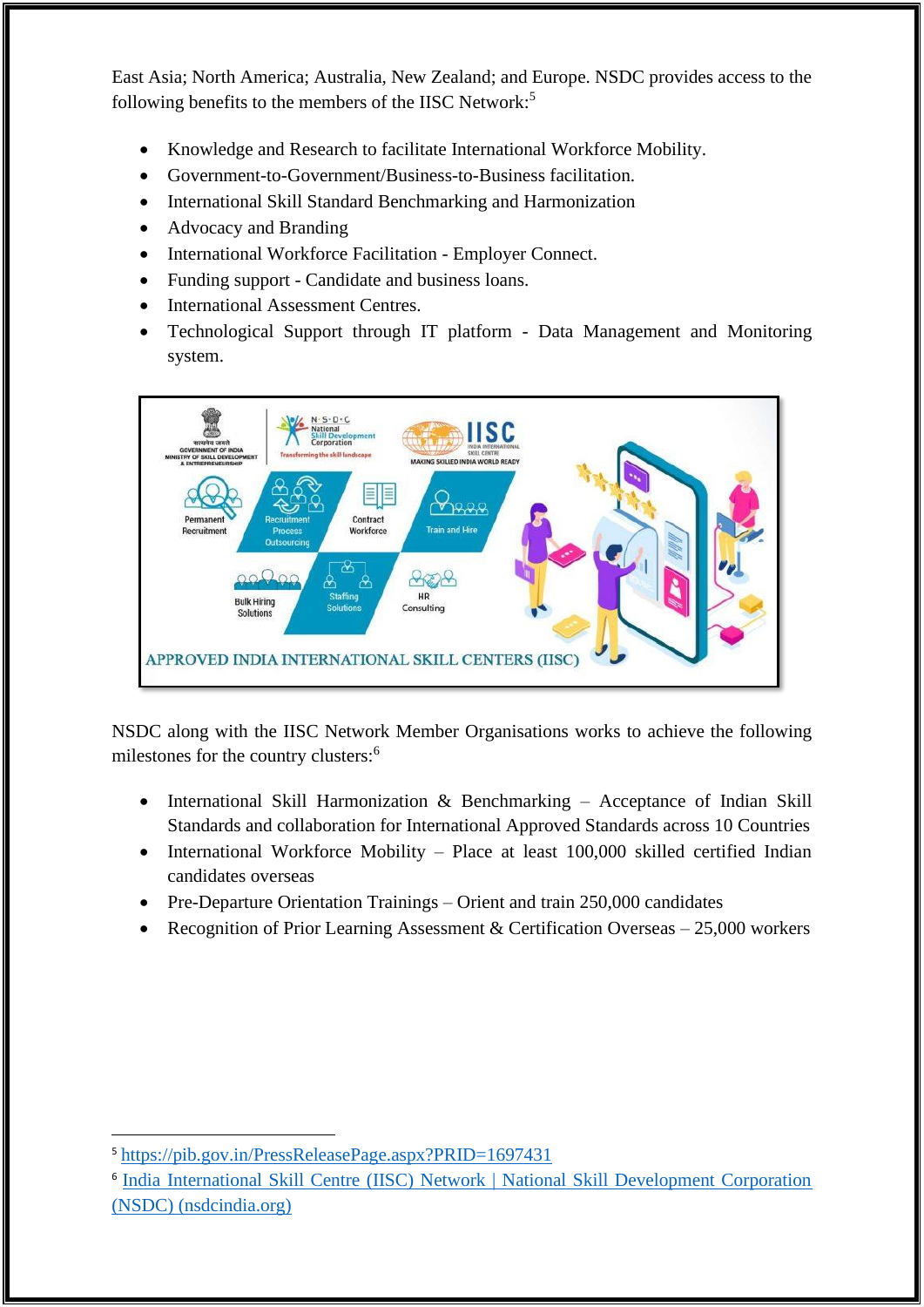East Asia; North America; Australia, New Zealand; and Europe. NSDC provides access to the following benefits to the members of the IISC Network:[5]

- Knowledge and Research to facilitate International Workforce Mobility.
- Government-to-Government/Business-to-Business facilitation.
- International Skill Standard Benchmarking and Harmonization
- Advocacy and Branding
- International Workforce Facilitation - Employer Connect.
- Funding support - Candidate and business loans.
- International Assessment Centres.
- Technological Support through IT platform - Data Management and Monitoring system.

NSDC along with the IISC Network Member Organisations works to achieve the following milestones for the country clusters:[6]

- International Skill Harmonization & Benchmarking – Acceptance of Indian Skill Standards and collaboration for International Approved Standards across 10 Countries
- International Workforce Mobility – Place at least 100,000 skilled certified Indian candidates overseas
- Pre-Departure Orientation Trainings – Orient and train 250,000 candidates
- Recognition of Prior Learning Assessment & Certification Overseas – 25,000 workers

---

[5] https://pib.gov.in/PressReleasePage.aspx?PRID=1697431

[6] India International Skill Centre (IISC) Network | National Skill Development Corporation (NSDC) (nsdcindia.org)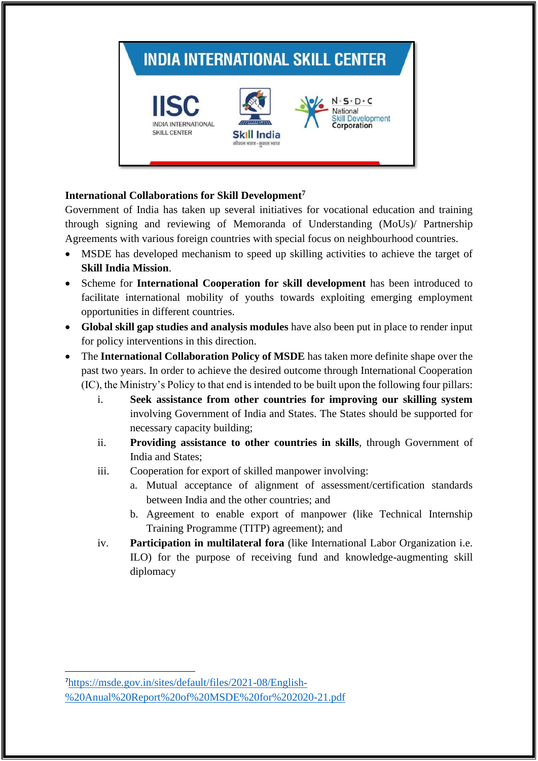**International Collaborations for Skill Development**[7]

Government of India has taken up several initiatives for vocational education and training through signing and reviewing of Memoranda of Understanding (MoUs)/ Partnership Agreements with various foreign countries with special focus on neighbourhood countries.

- MSDE has developed mechanism to speed up skilling activities to achieve the target of **Skill India Mission**.
- Scheme for **International Cooperation for skill development** has been introduced to facilitate international mobility of youths towards exploiting emerging employment opportunities in different countries.
- **Global skill gap studies and analysis modules** have also been put in place to render input for policy interventions in this direction.
- The **International Collaboration Policy of MSDE** has taken more definite shape over the past two years. In order to achieve the desired outcome through International Cooperation (IC), the Ministry's Policy to that end is intended to be built upon the following four pillars:
  - i. **Seek assistance from other countries for improving our skilling system** involving Government of India and States. The States should be supported for necessary capacity building;
  - ii. **Providing assistance to other countries in skills**, through Government of India and States;
  - iii. Cooperation for export of skilled manpower involving:
    - a. Mutual acceptance of alignment of assessment/certification standards between India and the other countries; and
    - b. Agreement to enable export of manpower (like Technical Internship Training Programme (TITP) agreement); and
  - iv. **Participation in multilateral fora** (like International Labor Organization i.e. ILO) for the purpose of receiving fund and knowledge-augmenting skill diplomacy

---

[7] https://msde.gov.in/sites/default/files/2021-08/English-%20Anual%20Report%20of%20MSDE%20for%202020-21.pdf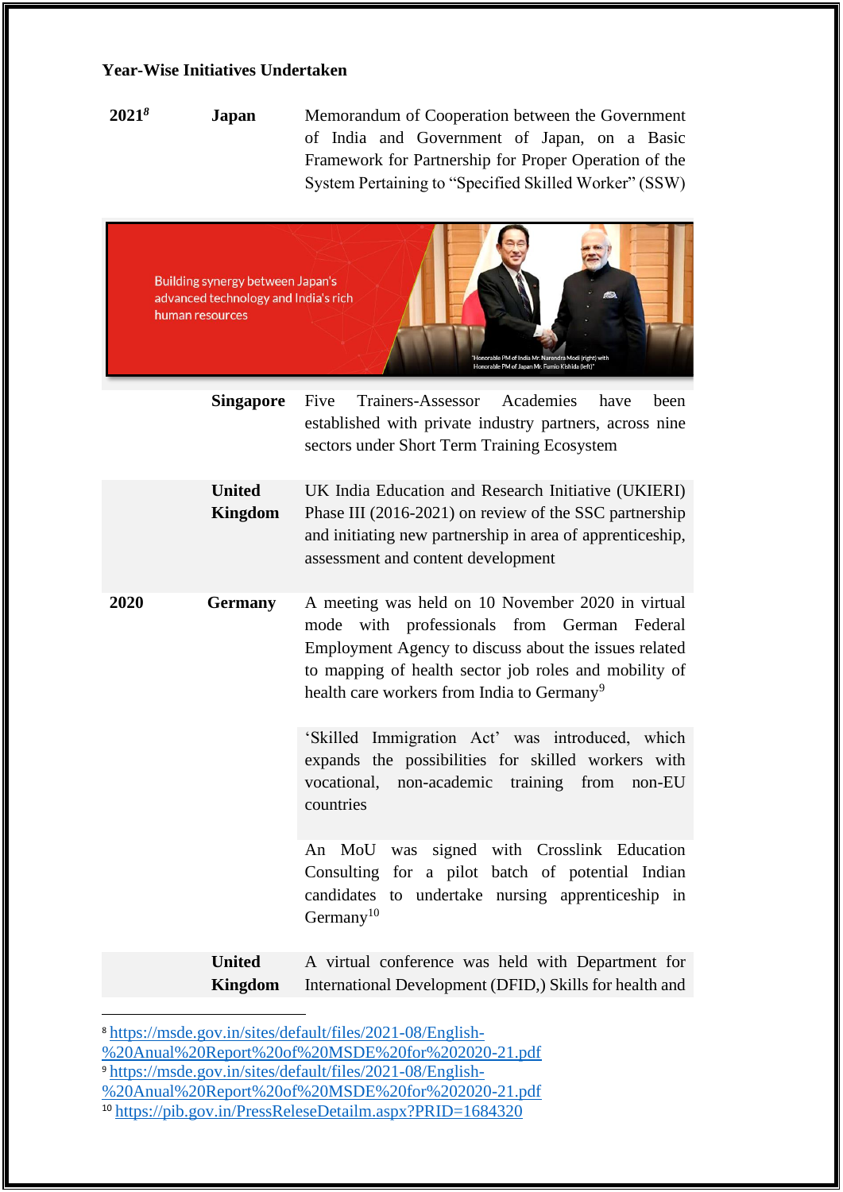**Year-Wise Initiatives Undertaken**

| | | |
|---|---|---|
| **2021**[8] | **Japan** | Memorandum of Cooperation between the Government of India and Government of Japan, on a Basic Framework for Partnership for Proper Operation of the System Pertaining to "Specified Skilled Worker" (SSW) |
| | **Singapore** | Five Trainers-Assessor Academies have been established with private industry partners, across nine sectors under Short Term Training Ecosystem |
| | **United Kingdom** | UK India Education and Research Initiative (UKIERI) Phase III (2016-2021) on review of the SSC partnership and initiating new partnership in area of apprenticeship, assessment and content development |
| **2020** | **Germany** | A meeting was held on 10 November 2020 in virtual mode with professionals from German Federal Employment Agency to discuss about the issues related to mapping of health sector job roles and mobility of health care workers from India to Germany[9] |
| | | 'Skilled Immigration Act' was introduced, which expands the possibilities for skilled workers with vocational, non-academic training from non-EU countries |
| | | An MoU was signed with Crosslink Education Consulting for a pilot batch of potential Indian candidates to undertake nursing apprenticeship in Germany[10] |
| | **United Kingdom** | A virtual conference was held with Department for International Development (DFID,) Skills for health and |

Building synergy between Japan's advanced technology and India's rich human resources

"Honorable PM of India Mr. Narendra Modi (right) with Honorable PM of Japan Mr. Fumio Kishida (left)"

[8] https://msde.gov.in/sites/default/files/2021-08/English-%20Anual%20Report%20of%20MSDE%20for%202020-21.pdf

[9] https://msde.gov.in/sites/default/files/2021-08/English-%20Anual%20Report%20of%20MSDE%20for%202020-21.pdf

[10] https://pib.gov.in/PressReleseDetailm.aspx?PRID=1684320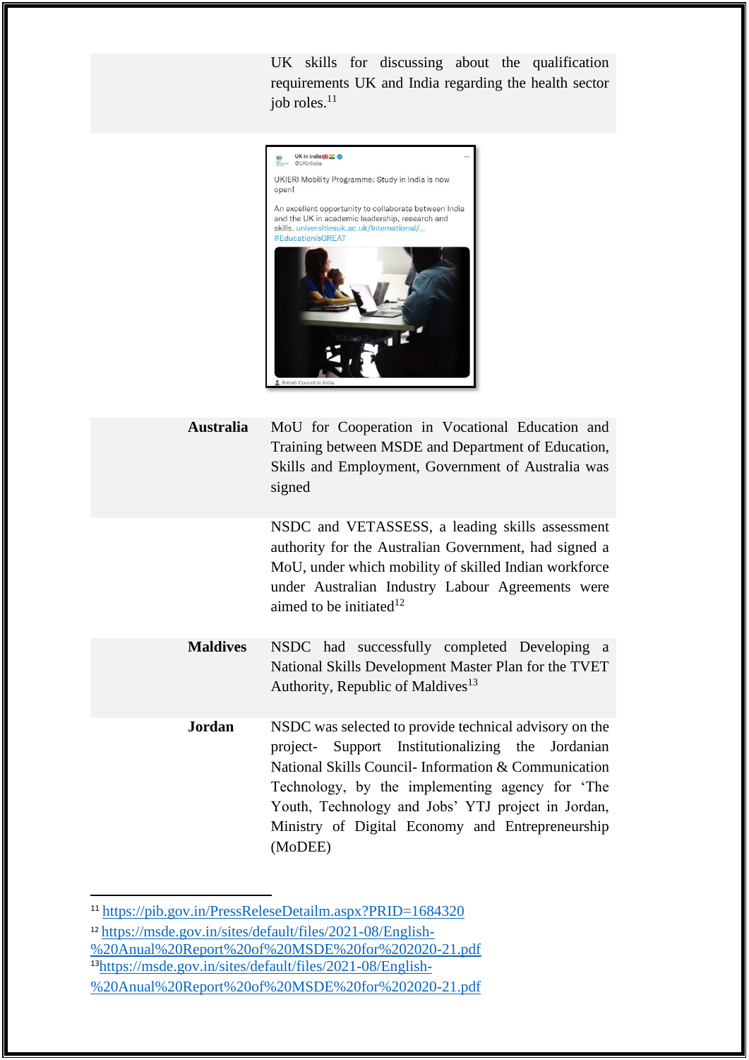| | |
|---|---|
| | UK skills for discussing about the qualification requirements UK and India regarding the health sector job roles.[11] |

| | |
|---|---|
| **Australia** | MoU for Cooperation in Vocational Education and Training between MSDE and Department of Education, Skills and Employment, Government of Australia was signed |
| | NSDC and VETASSESS, a leading skills assessment authority for the Australian Government, had signed a MoU, under which mobility of skilled Indian workforce under Australian Industry Labour Agreements were aimed to be initiated[12] |
| **Maldives** | NSDC had successfully completed Developing a National Skills Development Master Plan for the TVET Authority, Republic of Maldives[13] |
| **Jordan** | NSDC was selected to provide technical advisory on the project- Support Institutionalizing the Jordanian National Skills Council- Information & Communication Technology, by the implementing agency for 'The Youth, Technology and Jobs' YTJ project in Jordan, Ministry of Digital Economy and Entrepreneurship (MoDEE) |

---

[11] https://pib.gov.in/PressReleseDetailm.aspx?PRID=1684320

[12] https://msde.gov.in/sites/default/files/2021-08/English-%20Anual%20Report%20of%20MSDE%20for%202020-21.pdf

[13] https://msde.gov.in/sites/default/files/2021-08/English-%20Anual%20Report%20of%20MSDE%20for%202020-21.pdf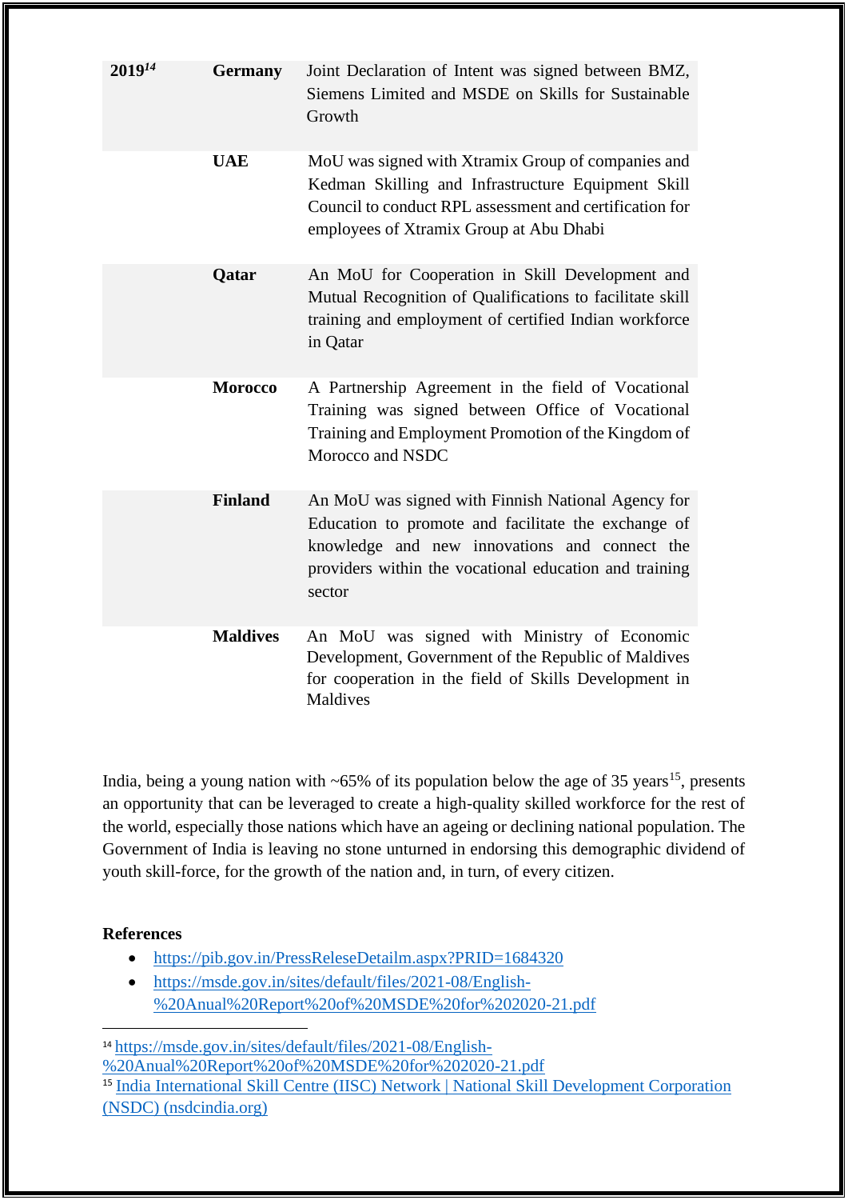| | | |
|---|---|---|
| **2019**[14] | **Germany** | Joint Declaration of Intent was signed between BMZ, Siemens Limited and MSDE on Skills for Sustainable Growth |
| | **UAE** | MoU was signed with Xtramix Group of companies and Kedman Skilling and Infrastructure Equipment Skill Council to conduct RPL assessment and certification for employees of Xtramix Group at Abu Dhabi |
| | **Qatar** | An MoU for Cooperation in Skill Development and Mutual Recognition of Qualifications to facilitate skill training and employment of certified Indian workforce in Qatar |
| | **Morocco** | A Partnership Agreement in the field of Vocational Training was signed between Office of Vocational Training and Employment Promotion of the Kingdom of Morocco and NSDC |
| | **Finland** | An MoU was signed with Finnish National Agency for Education to promote and facilitate the exchange of knowledge and new innovations and connect the providers within the vocational education and training sector |
| | **Maldives** | An MoU was signed with Ministry of Economic Development, Government of the Republic of Maldives for cooperation in the field of Skills Development in Maldives |

India, being a young nation with ~65% of its population below the age of 35 years[15], presents an opportunity that can be leveraged to create a high-quality skilled workforce for the rest of the world, especially those nations which have an ageing or declining national population. The Government of India is leaving no stone unturned in endorsing this demographic dividend of youth skill-force, for the growth of the nation and, in turn, of every citizen.

**References**

- https://pib.gov.in/PressReleseDetailm.aspx?PRID=1684320
- https://msde.gov.in/sites/default/files/2021-08/English-%20Anual%20Report%20of%20MSDE%20for%202020-21.pdf

---

[14] https://msde.gov.in/sites/default/files/2021-08/English-%20Anual%20Report%20of%20MSDE%20for%202020-21.pdf

[15] India International Skill Centre (IISC) Network | National Skill Development Corporation (NSDC) (nsdcindia.org)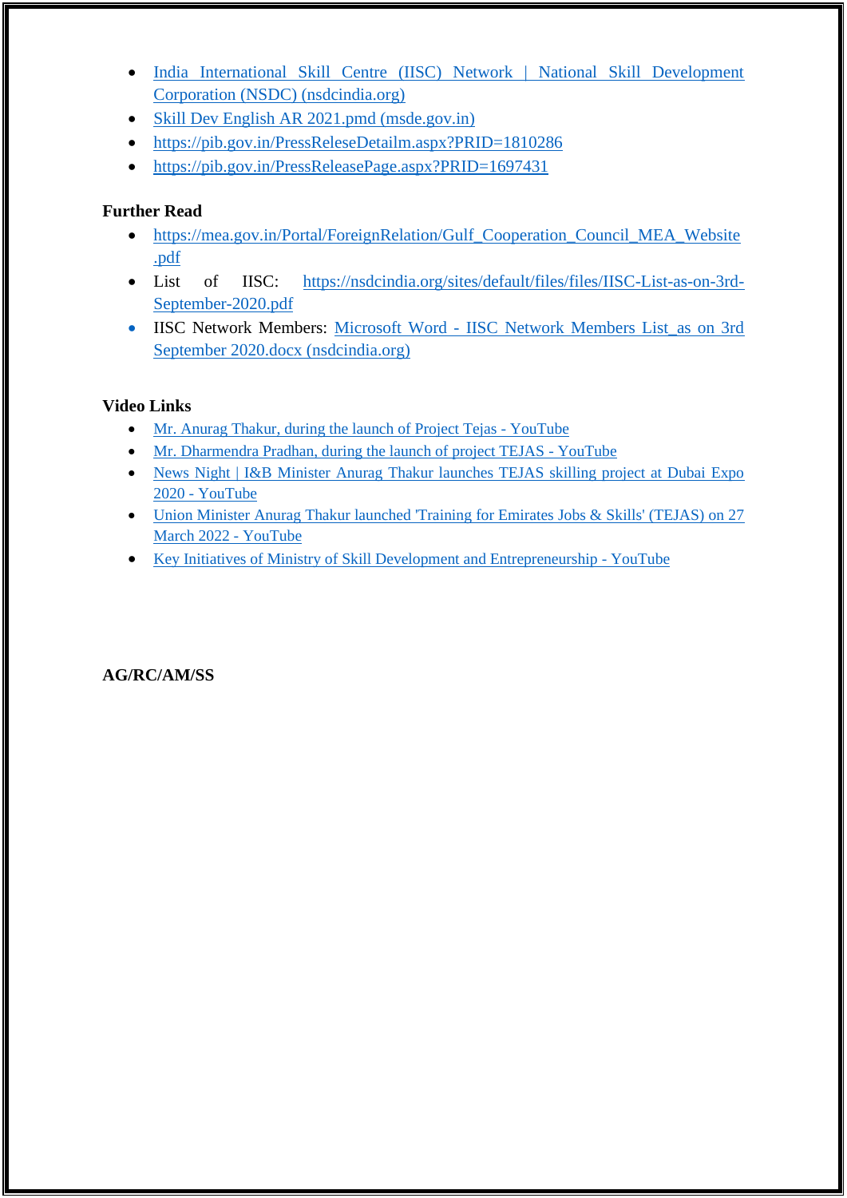- India International Skill Centre (IISC) Network | National Skill Development Corporation (NSDC) (nsdcindia.org)
- Skill Dev English AR 2021.pmd (msde.gov.in)
- https://pib.gov.in/PressReleseDetailm.aspx?PRID=1810286
- https://pib.gov.in/PressReleasePage.aspx?PRID=1697431

**Further Read**

- https://mea.gov.in/Portal/ForeignRelation/Gulf_Cooperation_Council_MEA_Website.pdf
- List of IISC: https://nsdcindia.org/sites/default/files/files/IISC-List-as-on-3rd-September-2020.pdf
- IISC Network Members: Microsoft Word - IISC Network Members List_as on 3rd September 2020.docx (nsdcindia.org)

**Video Links**

- Mr. Anurag Thakur, during the launch of Project Tejas - YouTube
- Mr. Dharmendra Pradhan, during the launch of project TEJAS - YouTube
- News Night | I&B Minister Anurag Thakur launches TEJAS skilling project at Dubai Expo 2020 - YouTube
- Union Minister Anurag Thakur launched 'Training for Emirates Jobs & Skills' (TEJAS) on 27 March 2022 - YouTube
- Key Initiatives of Ministry of Skill Development and Entrepreneurship - YouTube

**AG/RC/AM/SS**